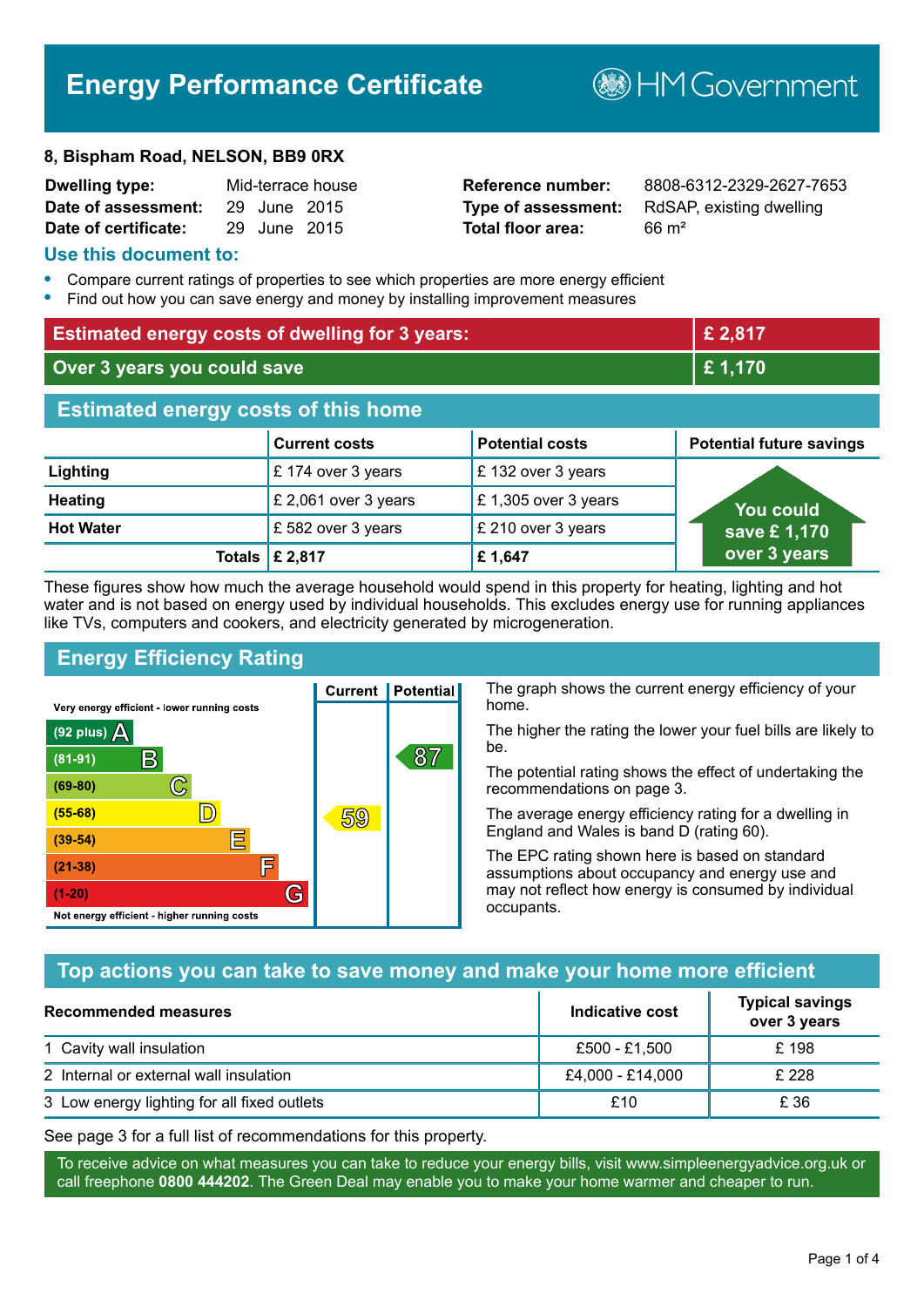# Energy Performance Certificate

HM Government

**8, Bispham Road, NELSON, BB9 0RX**

| | | | |
|---|---|---|---|
| **Dwelling type:** | Mid-terrace house | **Reference number:** | 8808-6312-2329-2627-7653 |
| **Date of assessment:** | 29 June 2015 | **Type of assessment:** | RdSAP, existing dwelling |
| **Date of certificate:** | 29 June 2015 | **Total floor area:** | 66 m² |

## Use this document to:

- Compare current ratings of properties to see which properties are more energy efficient
- Find out how you can save energy and money by installing improvement measures

| | |
|---|---|
| **Estimated energy costs of dwelling for 3 years:** | **£ 2,817** |
| **Over 3 years you could save** | **£ 1,170** |

## Estimated energy costs of this home

| | Current costs | Potential costs | Potential future savings |
|---|---|---|---|
| **Lighting** | £ 174 over 3 years | £ 132 over 3 years | You could save £ 1,170 over 3 years |
| **Heating** | £ 2,061 over 3 years | £ 1,305 over 3 years | |
| **Hot Water** | £ 582 over 3 years | £ 210 over 3 years | |
| **Totals** | **£ 2,817** | **£ 1,647** | |

These figures show how much the average household would spend in this property for heating, lighting and hot water and is not based on energy used by individual households. This excludes energy use for running appliances like TVs, computers and cookers, and electricity generated by microgeneration.

## Energy Efficiency Rating

| Rating band | Current | Potential |
|---|---|---|
| Very energy efficient - lower running costs | | |
| (92 plus) A | | |
| (81-91) B | | 87 |
| (69-80) C | | |
| (55-68) D | 59 | |
| (39-54) E | | |
| (21-38) F | | |
| (1-20) G | | |
| Not energy efficient - higher running costs | | |

The graph shows the current energy efficiency of your home.

The higher the rating the lower your fuel bills are likely to be.

The potential rating shows the effect of undertaking the recommendations on page 3.

The average energy efficiency rating for a dwelling in England and Wales is band D (rating 60).

The EPC rating shown here is based on standard assumptions about occupancy and energy use and may not reflect how energy is consumed by individual occupants.

## Top actions you can take to save money and make your home more efficient

| Recommended measures | Indicative cost | Typical savings over 3 years |
|---|---|---|
| 1 Cavity wall insulation | £500 - £1,500 | £ 198 |
| 2 Internal or external wall insulation | £4,000 - £14,000 | £ 228 |
| 3 Low energy lighting for all fixed outlets | £10 | £ 36 |

See page 3 for a full list of recommendations for this property.

To receive advice on what measures you can take to reduce your energy bills, visit www.simpleenergyadvice.org.uk or call freephone **0800 444202**. The Green Deal may enable you to make your home warmer and cheaper to run.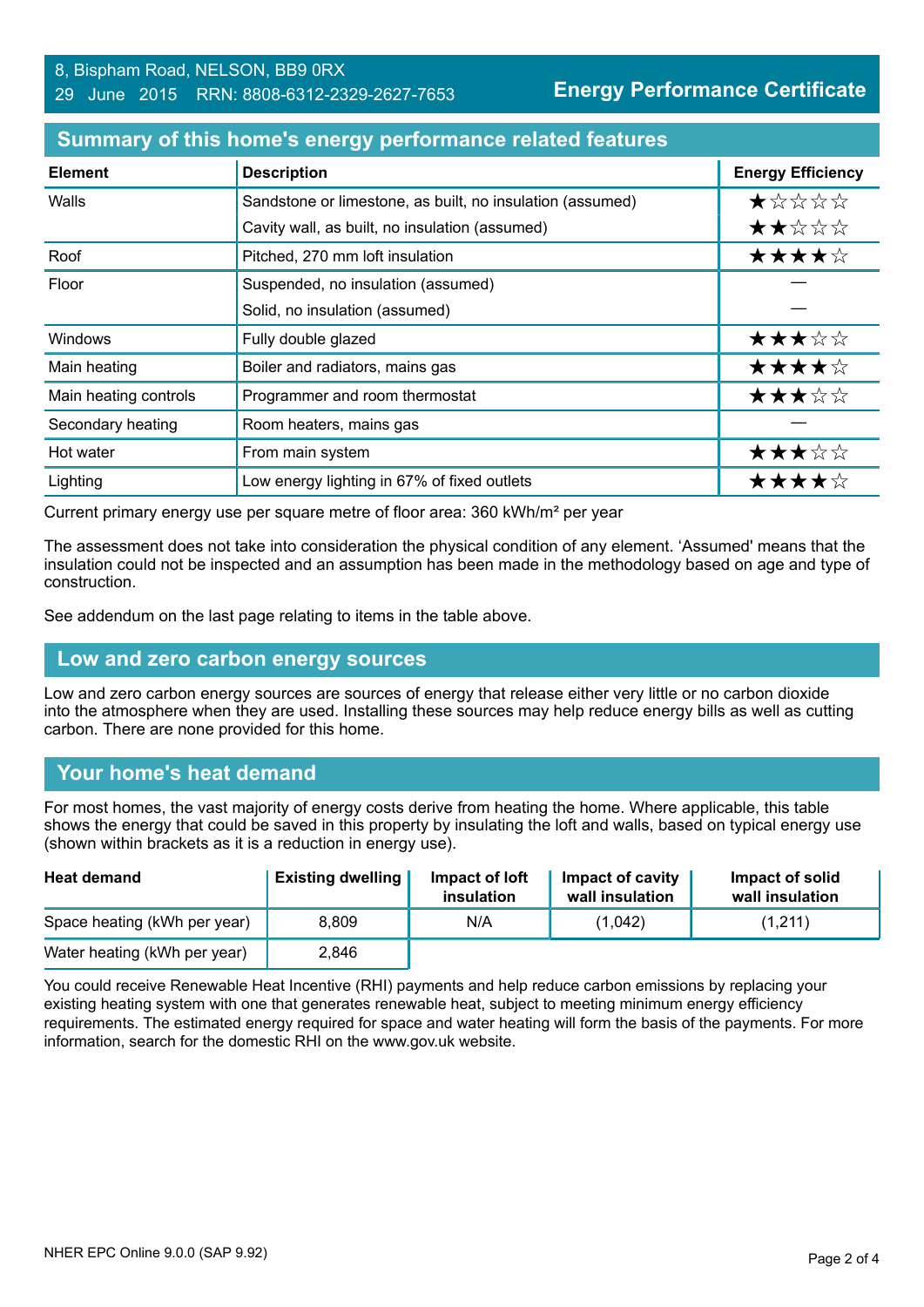8, Bispham Road, NELSON, BB9 0RX
29 June 2015 RRN: 8808-6312-2329-2627-7653

**Energy Performance Certificate**

## Summary of this home's energy performance related features

| Element | Description | Energy Efficiency |
|---|---|---|
| Walls | Sandstone or limestone, as built, no insulation (assumed) | ★☆☆☆☆ |
| | Cavity wall, as built, no insulation (assumed) | ★★☆☆☆ |
| Roof | Pitched, 270 mm loft insulation | ★★★★☆ |
| Floor | Suspended, no insulation (assumed) | — |
| | Solid, no insulation (assumed) | — |
| Windows | Fully double glazed | ★★★☆☆ |
| Main heating | Boiler and radiators, mains gas | ★★★★☆ |
| Main heating controls | Programmer and room thermostat | ★★★☆☆ |
| Secondary heating | Room heaters, mains gas | — |
| Hot water | From main system | ★★★☆☆ |
| Lighting | Low energy lighting in 67% of fixed outlets | ★★★★☆ |

Current primary energy use per square metre of floor area: 360 kWh/m² per year

The assessment does not take into consideration the physical condition of any element. 'Assumed' means that the insulation could not be inspected and an assumption has been made in the methodology based on age and type of construction.

See addendum on the last page relating to items in the table above.

## Low and zero carbon energy sources

Low and zero carbon energy sources are sources of energy that release either very little or no carbon dioxide into the atmosphere when they are used. Installing these sources may help reduce energy bills as well as cutting carbon. There are none provided for this home.

## Your home's heat demand

For most homes, the vast majority of energy costs derive from heating the home. Where applicable, this table shows the energy that could be saved in this property by insulating the loft and walls, based on typical energy use (shown within brackets as it is a reduction in energy use).

| Heat demand | Existing dwelling | Impact of loft insulation | Impact of cavity wall insulation | Impact of solid wall insulation |
|---|---|---|---|---|
| Space heating (kWh per year) | 8,809 | N/A | (1,042) | (1,211) |
| Water heating (kWh per year) | 2,846 | | | |

You could receive Renewable Heat Incentive (RHI) payments and help reduce carbon emissions by replacing your existing heating system with one that generates renewable heat, subject to meeting minimum energy efficiency requirements. The estimated energy required for space and water heating will form the basis of the payments. For more information, search for the domestic RHI on the www.gov.uk website.

NHER EPC Online 9.0.0 (SAP 9.92)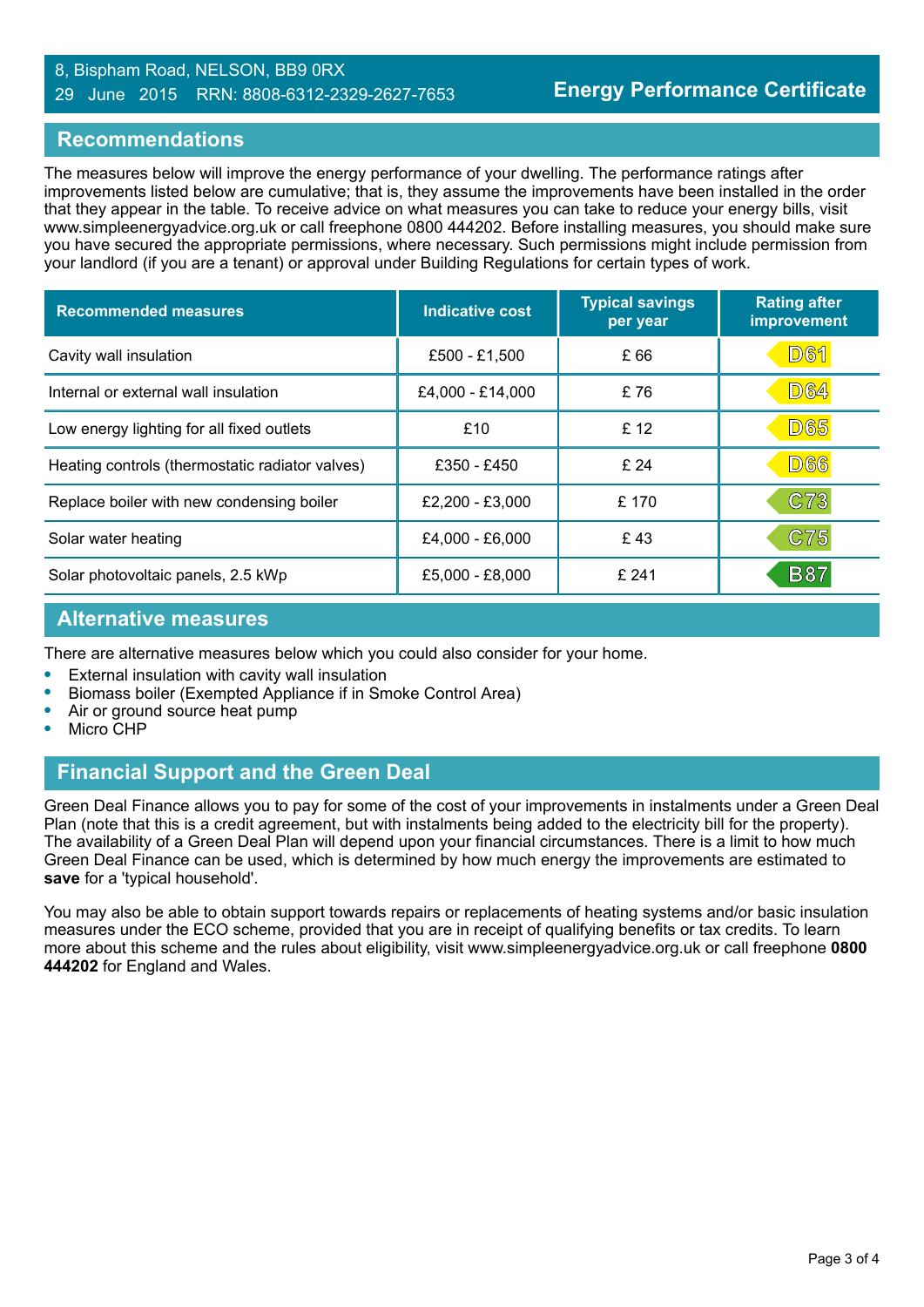8, Bispham Road, NELSON, BB9 0RX
29 June 2015 RRN: 8808-6312-2329-2627-7653

**Energy Performance Certificate**

## Recommendations

The measures below will improve the energy performance of your dwelling. The performance ratings after improvements listed below are cumulative; that is, they assume the improvements have been installed in the order that they appear in the table. To receive advice on what measures you can take to reduce your energy bills, visit www.simpleenergyadvice.org.uk or call freephone 0800 444202. Before installing measures, you should make sure you have secured the appropriate permissions, where necessary. Such permissions might include permission from your landlord (if you are a tenant) or approval under Building Regulations for certain types of work.

| Recommended measures | Indicative cost | Typical savings per year | Rating after improvement |
|---|---|---|---|
| Cavity wall insulation | £500 - £1,500 | £ 66 | D61 |
| Internal or external wall insulation | £4,000 - £14,000 | £ 76 | D64 |
| Low energy lighting for all fixed outlets | £10 | £ 12 | D65 |
| Heating controls (thermostatic radiator valves) | £350 - £450 | £ 24 | D66 |
| Replace boiler with new condensing boiler | £2,200 - £3,000 | £ 170 | C73 |
| Solar water heating | £4,000 - £6,000 | £ 43 | C75 |
| Solar photovoltaic panels, 2.5 kWp | £5,000 - £8,000 | £ 241 | B87 |

## Alternative measures

There are alternative measures below which you could also consider for your home.

- External insulation with cavity wall insulation
- Biomass boiler (Exempted Appliance if in Smoke Control Area)
- Air or ground source heat pump
- Micro CHP

## Financial Support and the Green Deal

Green Deal Finance allows you to pay for some of the cost of your improvements in instalments under a Green Deal Plan (note that this is a credit agreement, but with instalments being added to the electricity bill for the property). The availability of a Green Deal Plan will depend upon your financial circumstances. There is a limit to how much Green Deal Finance can be used, which is determined by how much energy the improvements are estimated to **save** for a 'typical household'.

You may also be able to obtain support towards repairs or replacements of heating systems and/or basic insulation measures under the ECO scheme, provided that you are in receipt of qualifying benefits or tax credits. To learn more about this scheme and the rules about eligibility, visit www.simpleenergyadvice.org.uk or call freephone **0800 444202** for England and Wales.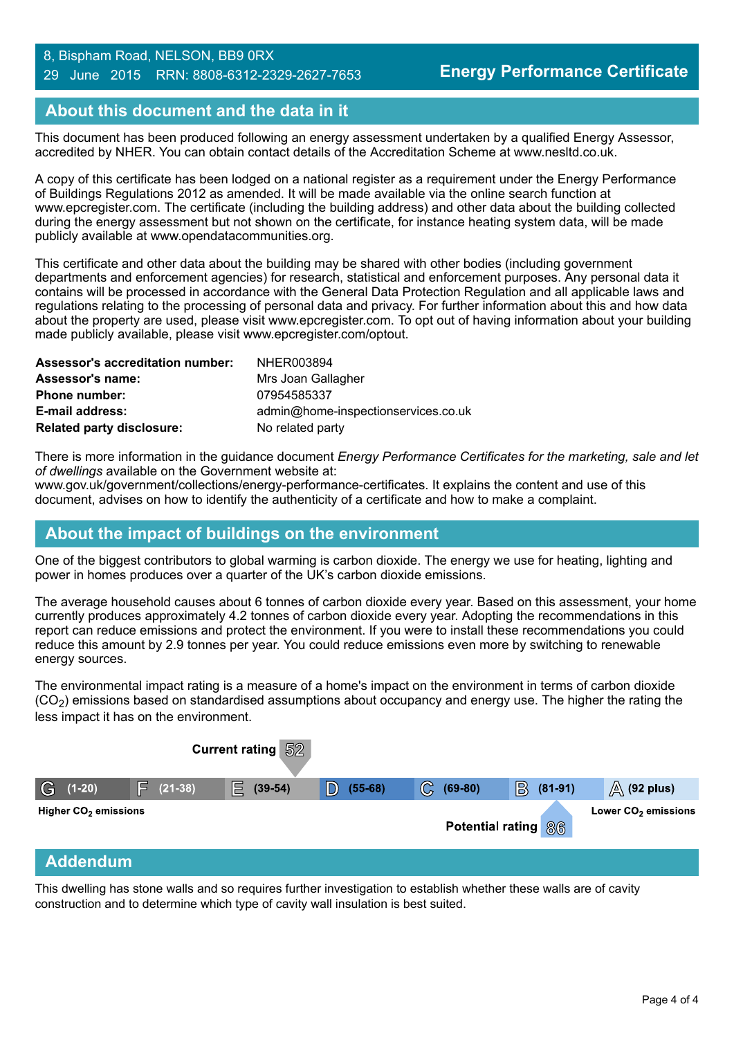8, Bispham Road, NELSON, BB9 0RX
29 June 2015 RRN: 8808-6312-2329-2627-7653

**Energy Performance Certificate**

## About this document and the data in it

This document has been produced following an energy assessment undertaken by a qualified Energy Assessor, accredited by NHER. You can obtain contact details of the Accreditation Scheme at www.nesltd.co.uk.

A copy of this certificate has been lodged on a national register as a requirement under the Energy Performance of Buildings Regulations 2012 as amended. It will be made available via the online search function at www.epcregister.com. The certificate (including the building address) and other data about the building collected during the energy assessment but not shown on the certificate, for instance heating system data, will be made publicly available at www.opendatacommunities.org.

This certificate and other data about the building may be shared with other bodies (including government departments and enforcement agencies) for research, statistical and enforcement purposes. Any personal data it contains will be processed in accordance with the General Data Protection Regulation and all applicable laws and regulations relating to the processing of personal data and privacy. For further information about this and how data about the property are used, please visit www.epcregister.com. To opt out of having information about your building made publicly available, please visit www.epcregister.com/optout.

| | |
|---|---|
| **Assessor's accreditation number:** | NHER003894 |
| **Assessor's name:** | Mrs Joan Gallagher |
| **Phone number:** | 07954585337 |
| **E-mail address:** | admin@home-inspectionservices.co.uk |
| **Related party disclosure:** | No related party |

There is more information in the guidance document *Energy Performance Certificates for the marketing, sale and let of dwellings* available on the Government website at: www.gov.uk/government/collections/energy-performance-certificates. It explains the content and use of this document, advises on how to identify the authenticity of a certificate and how to make a complaint.

## About the impact of buildings on the environment

One of the biggest contributors to global warming is carbon dioxide. The energy we use for heating, lighting and power in homes produces over a quarter of the UK's carbon dioxide emissions.

The average household causes about 6 tonnes of carbon dioxide every year. Based on this assessment, your home currently produces approximately 4.2 tonnes of carbon dioxide every year. Adopting the recommendations in this report can reduce emissions and protect the environment. If you were to install these recommendations you could reduce this amount by 2.9 tonnes per year. You could reduce emissions even more by switching to renewable energy sources.

The environmental impact rating is a measure of a home's impact on the environment in terms of carbon dioxide ($CO_2$) emissions based on standardised assumptions about occupancy and energy use. The higher the rating the less impact it has on the environment.

Current rating 52

G (1-20)
F (21-38)
E (39-54)
D (55-68)
C (69-80)
B (81-91)
A (92 plus)

Higher $CO_2$ emissions

Lower $CO_2$ emissions

Potential rating 86

## Addendum

This dwelling has stone walls and so requires further investigation to establish whether these walls are of cavity construction and to determine which type of cavity wall insulation is best suited.